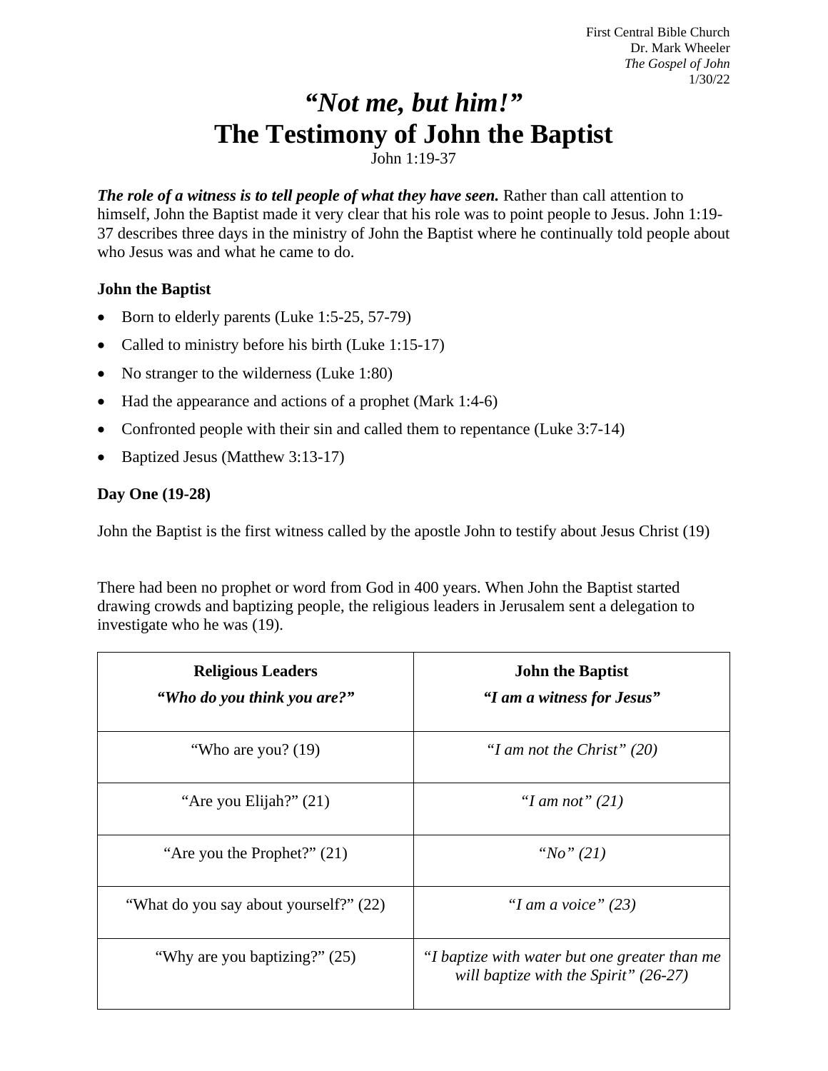First Central Bible Church
Dr. Mark Wheeler
*The Gospel of John*
1/30/22

# *"Not me, but him!"*
# The Testimony of John the Baptist

John 1:19-37

***The role of a witness is to tell people of what they have seen.*** Rather than call attention to himself, John the Baptist made it very clear that his role was to point people to Jesus. John 1:19-37 describes three days in the ministry of John the Baptist where he continually told people about who Jesus was and what he came to do.

**John the Baptist**

- Born to elderly parents (Luke 1:5-25, 57-79)
- Called to ministry before his birth (Luke 1:15-17)
- No stranger to the wilderness (Luke 1:80)
- Had the appearance and actions of a prophet (Mark 1:4-6)
- Confronted people with their sin and called them to repentance (Luke 3:7-14)
- Baptized Jesus (Matthew 3:13-17)

**Day One (19-28)**

John the Baptist is the first witness called by the apostle John to testify about Jesus Christ (19)

There had been no prophet or word from God in 400 years. When John the Baptist started drawing crowds and baptizing people, the religious leaders in Jerusalem sent a delegation to investigate who he was (19).

| **Religious Leaders** ***"Who do you think you are?"*** | **John the Baptist** ***"I am a witness for Jesus"*** |
|---|---|
| "Who are you? (19) | *"I am not the Christ" (20)* |
| "Are you Elijah?" (21) | *"I am not" (21)* |
| "Are you the Prophet?" (21) | *"No" (21)* |
| "What do you say about yourself?" (22) | *"I am a voice" (23)* |
| "Why are you baptizing?" (25) | *"I baptize with water but one greater than me will baptize with the Spirit" (26-27)* |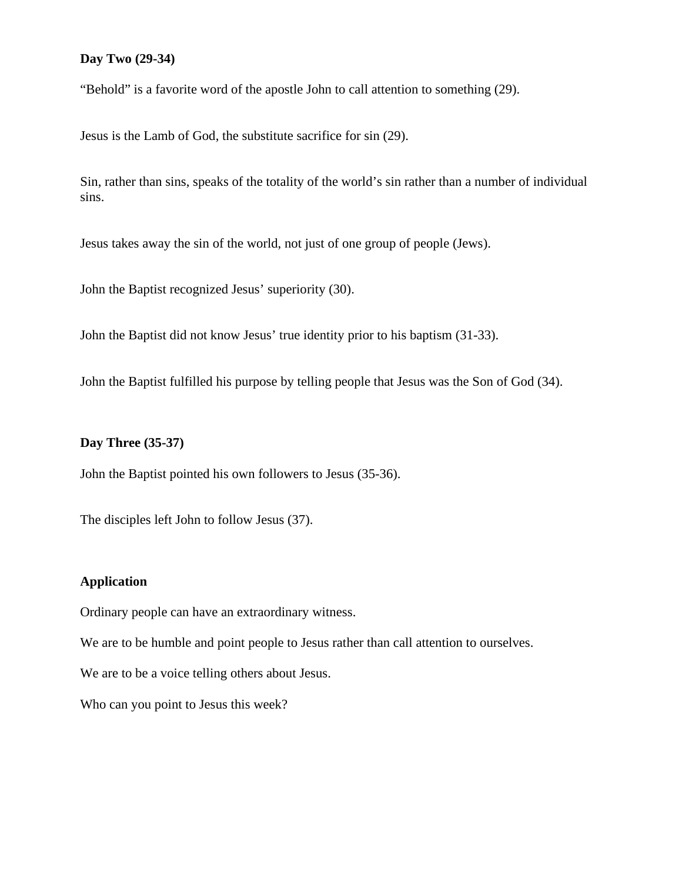**Day Two (29-34)**

“Behold” is a favorite word of the apostle John to call attention to something (29).

Jesus is the Lamb of God, the substitute sacrifice for sin (29).

Sin, rather than sins, speaks of the totality of the world’s sin rather than a number of individual sins.

Jesus takes away the sin of the world, not just of one group of people (Jews).

John the Baptist recognized Jesus’ superiority (30).

John the Baptist did not know Jesus’ true identity prior to his baptism (31-33).

John the Baptist fulfilled his purpose by telling people that Jesus was the Son of God (34).

**Day Three (35-37)**

John the Baptist pointed his own followers to Jesus (35-36).

The disciples left John to follow Jesus (37).

**Application**

Ordinary people can have an extraordinary witness.

We are to be humble and point people to Jesus rather than call attention to ourselves.

We are to be a voice telling others about Jesus.

Who can you point to Jesus this week?